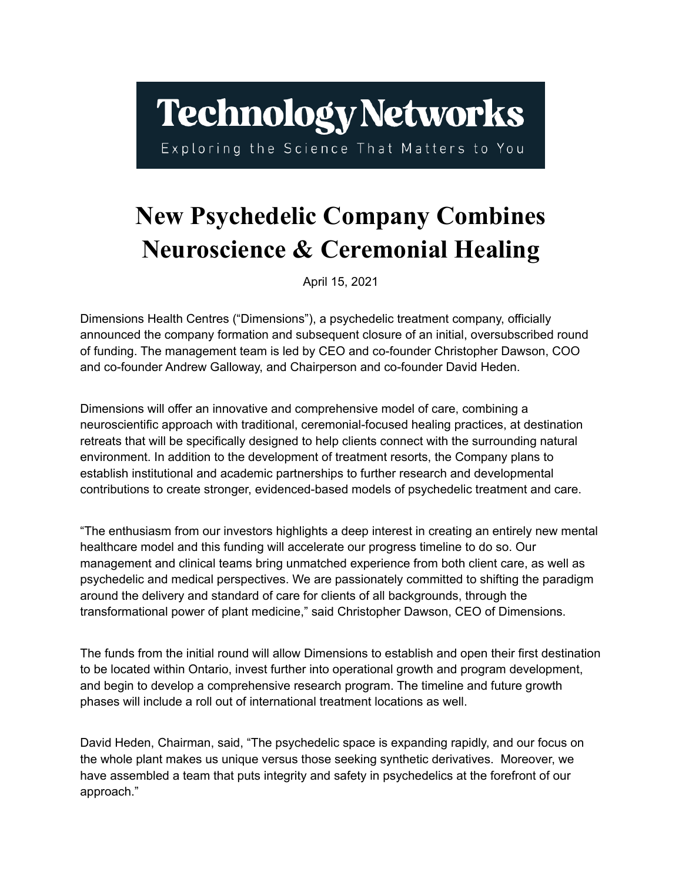Technology Networks

Exploring the Science That Matters to You

# New Psychedelic Company Combines Neuroscience & Ceremonial Healing

April 15, 2021

Dimensions Health Centres ("Dimensions"), a psychedelic treatment company, officially announced the company formation and subsequent closure of an initial, oversubscribed round of funding. The management team is led by CEO and co-founder Christopher Dawson, COO and co-founder Andrew Galloway, and Chairperson and co-founder David Heden.

Dimensions will offer an innovative and comprehensive model of care, combining a neuroscientific approach with traditional, ceremonial-focused healing practices, at destination retreats that will be specifically designed to help clients connect with the surrounding natural environment. In addition to the development of treatment resorts, the Company plans to establish institutional and academic partnerships to further research and developmental contributions to create stronger, evidenced-based models of psychedelic treatment and care.

"The enthusiasm from our investors highlights a deep interest in creating an entirely new mental healthcare model and this funding will accelerate our progress timeline to do so. Our management and clinical teams bring unmatched experience from both client care, as well as psychedelic and medical perspectives. We are passionately committed to shifting the paradigm around the delivery and standard of care for clients of all backgrounds, through the transformational power of plant medicine," said Christopher Dawson, CEO of Dimensions.

The funds from the initial round will allow Dimensions to establish and open their first destination to be located within Ontario, invest further into operational growth and program development, and begin to develop a comprehensive research program. The timeline and future growth phases will include a roll out of international treatment locations as well.

David Heden, Chairman, said, "The psychedelic space is expanding rapidly, and our focus on the whole plant makes us unique versus those seeking synthetic derivatives. Moreover, we have assembled a team that puts integrity and safety in psychedelics at the forefront of our approach."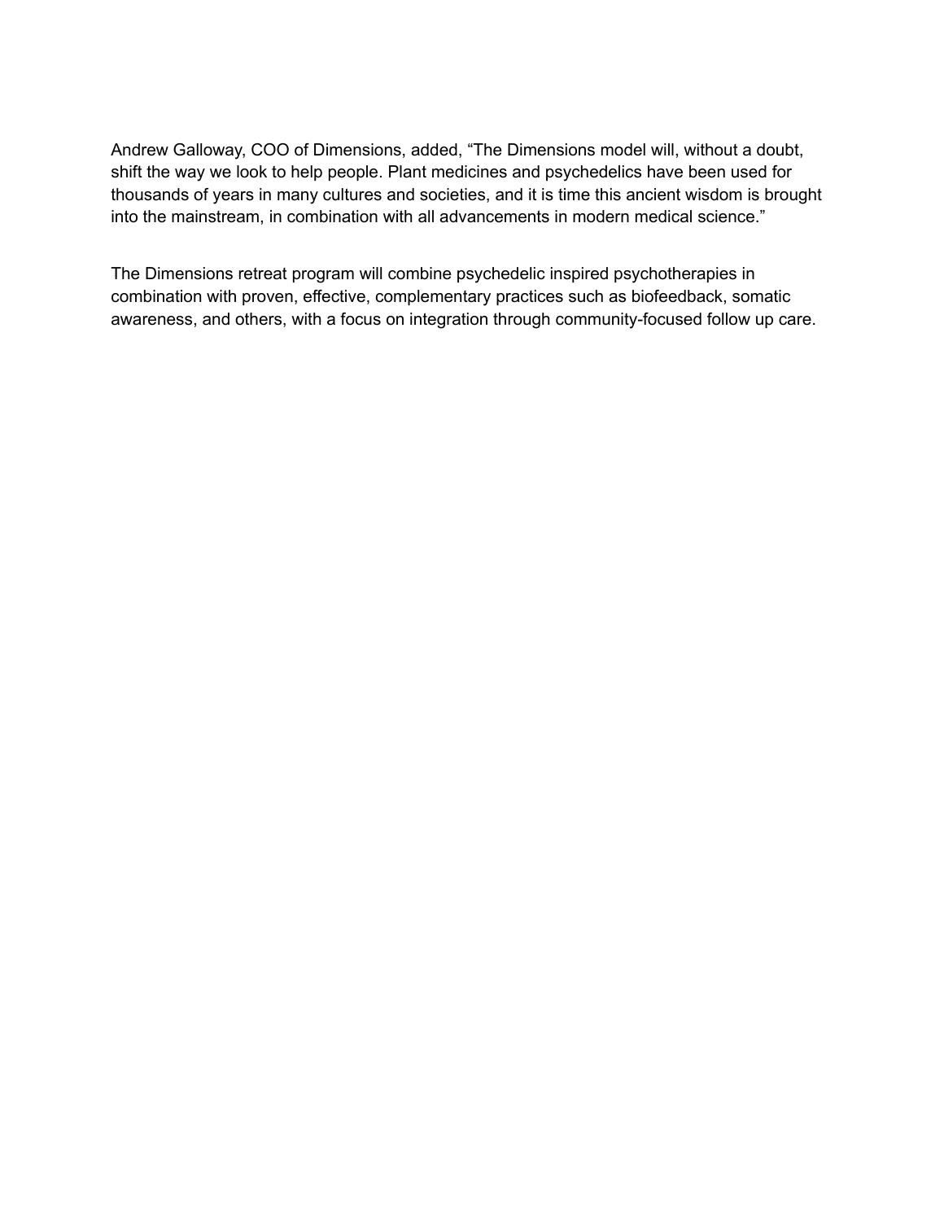Andrew Galloway, COO of Dimensions, added, "The Dimensions model will, without a doubt, shift the way we look to help people. Plant medicines and psychedelics have been used for thousands of years in many cultures and societies, and it is time this ancient wisdom is brought into the mainstream, in combination with all advancements in modern medical science."

The Dimensions retreat program will combine psychedelic inspired psychotherapies in combination with proven, effective, complementary practices such as biofeedback, somatic awareness, and others, with a focus on integration through community-focused follow up care.